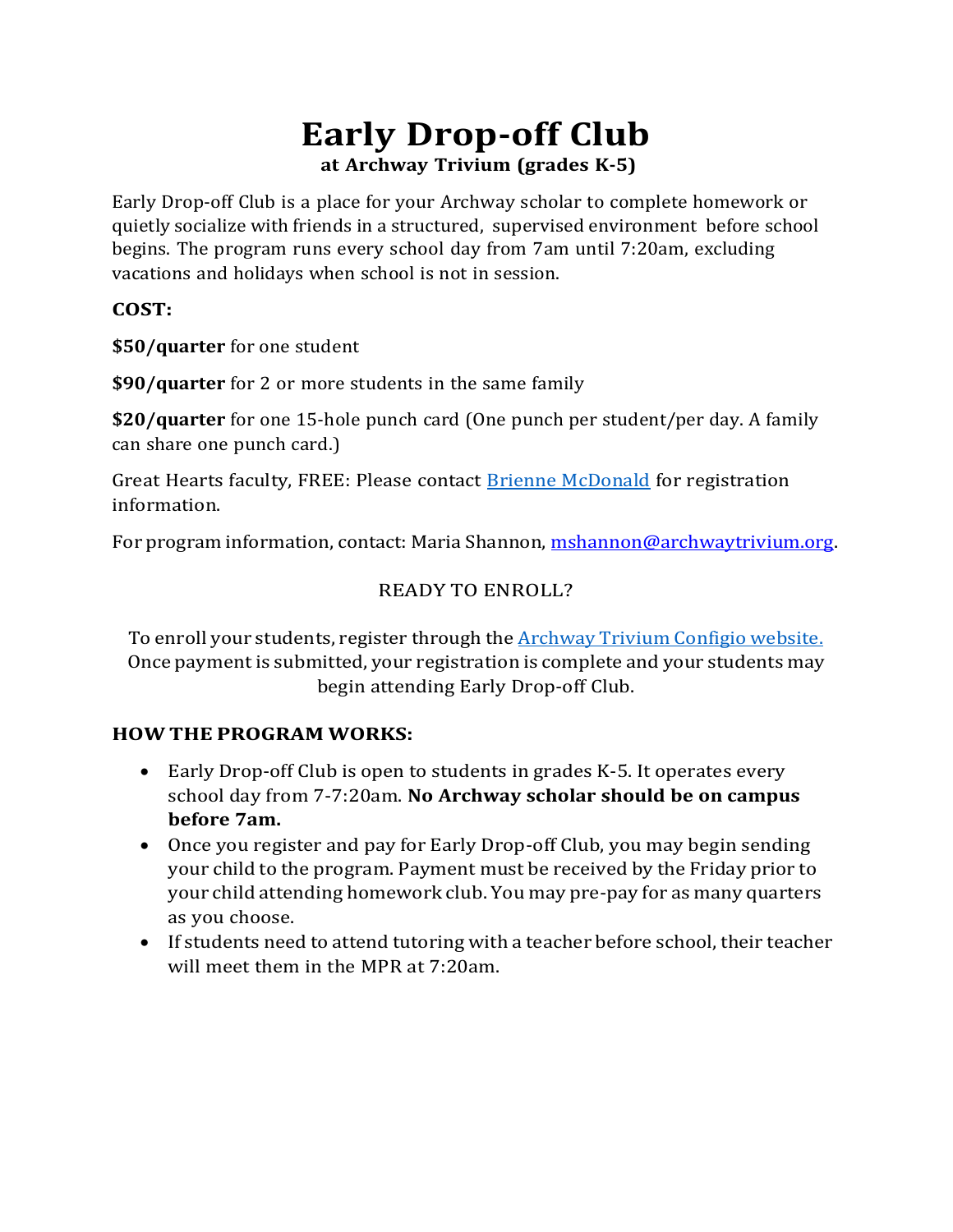# Early Drop-off Club

**at Archway Trivium (grades K-5)**

Early Drop-off Club is a place for your Archway scholar to complete homework or quietly socialize with friends in a structured, supervised environment before school begins. The program runs every school day from 7am until 7:20am, excluding vacations and holidays when school is not in session.

**COST:**

**$50/quarter** for one student

**$90/quarter** for 2 or more students in the same family

**$20/quarter** for one 15-hole punch card (One punch per student/per day. A family can share one punch card.)

Great Hearts faculty, FREE: Please contact [Brienne McDonald]() for registration information.

For program information, contact: Maria Shannon, [mshannon@archwaytrivium.org]().

READY TO ENROLL?

To enroll your students, register through the [Archway Trivium Configio website.]() Once payment is submitted, your registration is complete and your students may begin attending Early Drop-off Club.

**HOW THE PROGRAM WORKS:**

- Early Drop-off Club is open to students in grades K-5. It operates every school day from 7-7:20am. **No Archway scholar should be on campus before 7am.**
- Once you register and pay for Early Drop-off Club, you may begin sending your child to the program. Payment must be received by the Friday prior to your child attending homework club. You may pre-pay for as many quarters as you choose.
- If students need to attend tutoring with a teacher before school, their teacher will meet them in the MPR at 7:20am.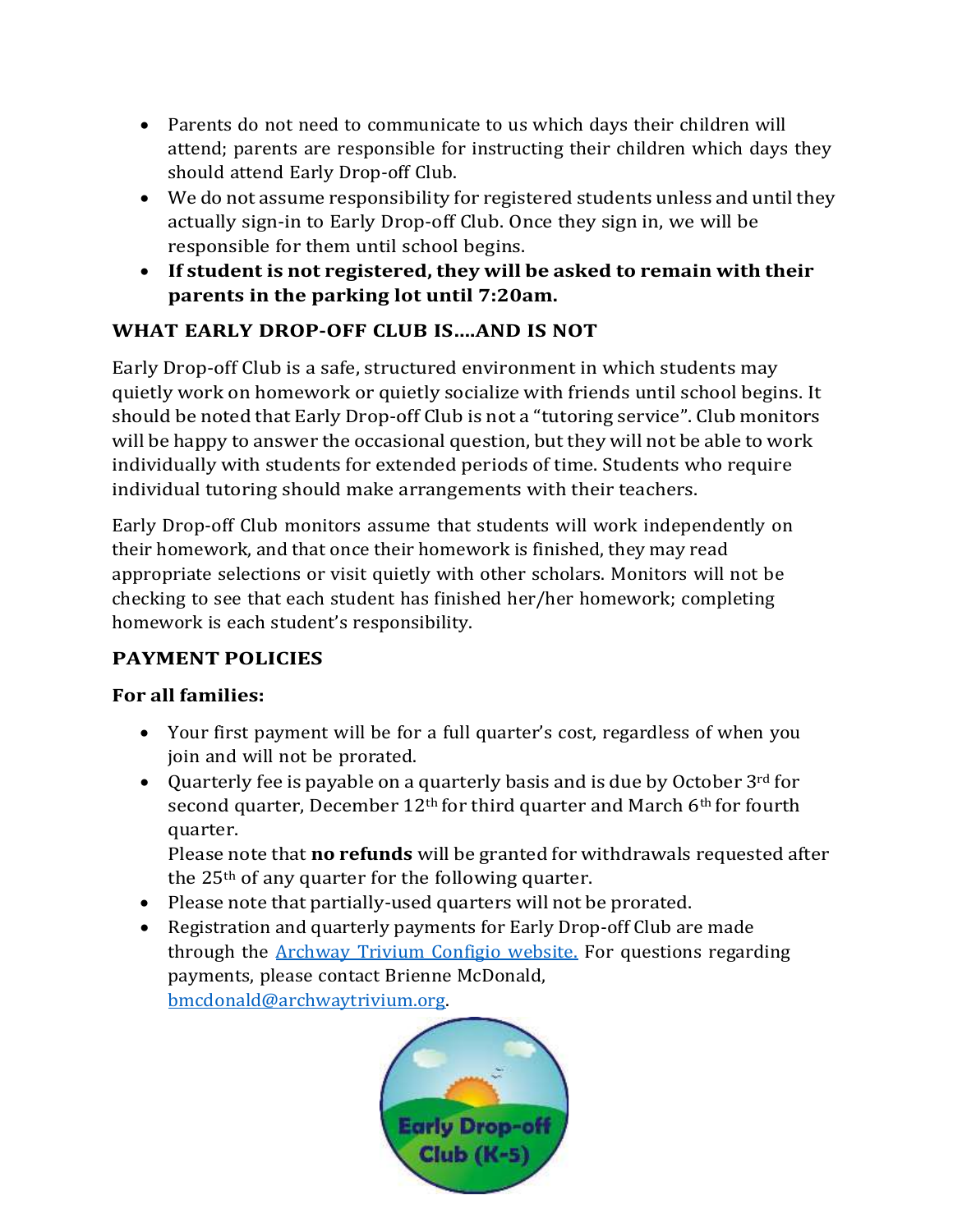- Parents do not need to communicate to us which days their children will attend; parents are responsible for instructing their children which days they should attend Early Drop-off Club.
- We do not assume responsibility for registered students unless and until they actually sign-in to Early Drop-off Club. Once they sign in, we will be responsible for them until school begins.
- **If student is not registered, they will be asked to remain with their parents in the parking lot until 7:20am.**

### WHAT EARLY DROP-OFF CLUB IS….AND IS NOT

Early Drop-off Club is a safe, structured environment in which students may quietly work on homework or quietly socialize with friends until school begins. It should be noted that Early Drop-off Club is not a "tutoring service". Club monitors will be happy to answer the occasional question, but they will not be able to work individually with students for extended periods of time. Students who require individual tutoring should make arrangements with their teachers.

Early Drop-off Club monitors assume that students will work independently on their homework, and that once their homework is finished, they may read appropriate selections or visit quietly with other scholars. Monitors will not be checking to see that each student has finished her/her homework; completing homework is each student's responsibility.

### PAYMENT POLICIES

**For all families:**

- Your first payment will be for a full quarter's cost, regardless of when you join and will not be prorated.
- Quarterly fee is payable on a quarterly basis and is due by October 3rd for second quarter, December 12th for third quarter and March 6th for fourth quarter.
  Please note that **no refunds** will be granted for withdrawals requested after the 25th of any quarter for the following quarter.
- Please note that partially-used quarters will not be prorated.
- Registration and quarterly payments for Early Drop-off Club are made through the Archway Trivium Configio website. For questions regarding payments, please contact Brienne McDonald, bmcdonald@archwaytrivium.org.

Early Drop-off Club (K-5)